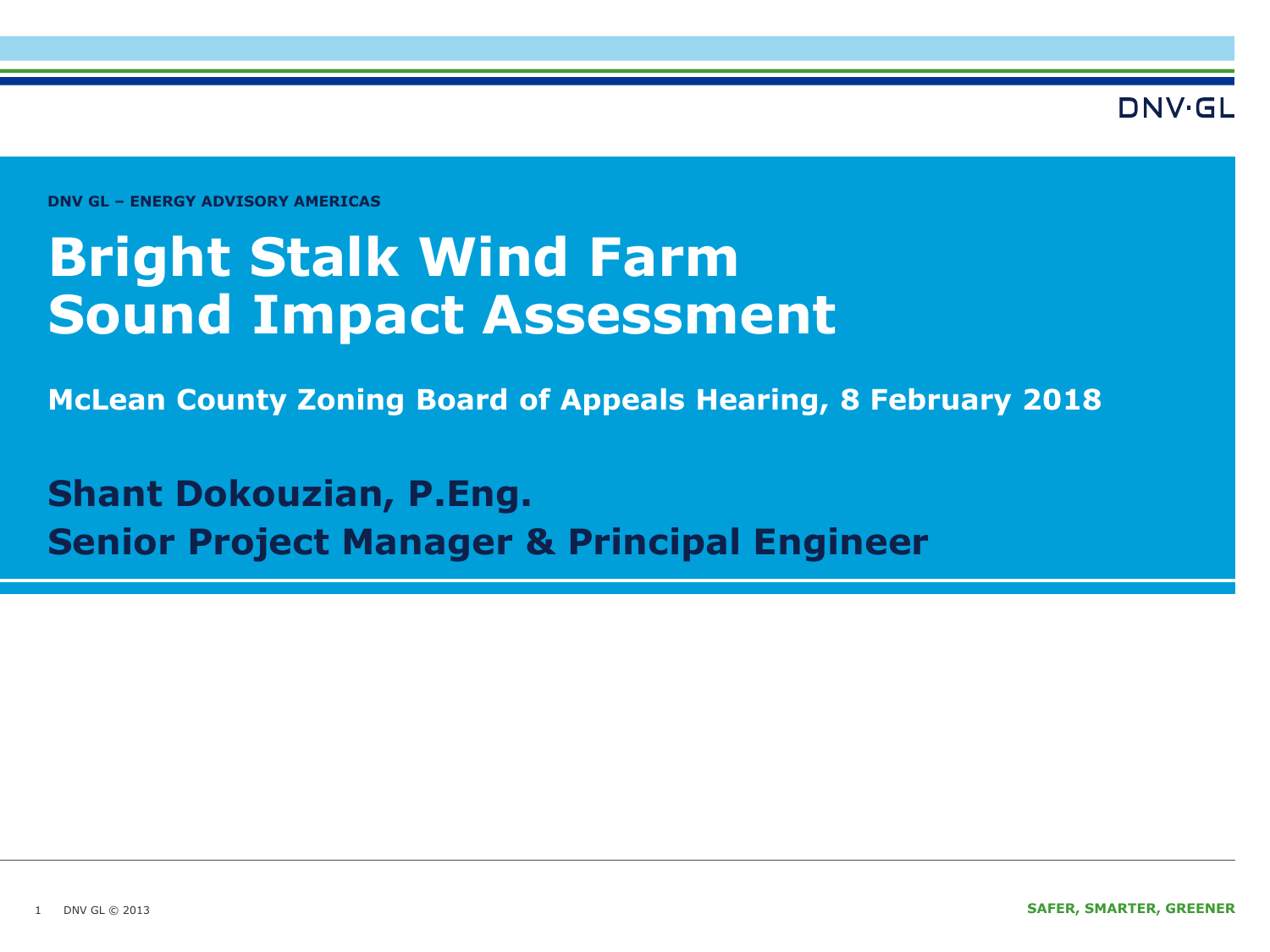DNV GL – ENERGY ADVISORY AMERICAS

# Bright Stalk Wind Farm Sound Impact Assessment

**McLean County Zoning Board of Appeals Hearing, 8 February 2018**

**Shant Dokouzian, P.Eng.**
**Senior Project Manager & Principal Engineer**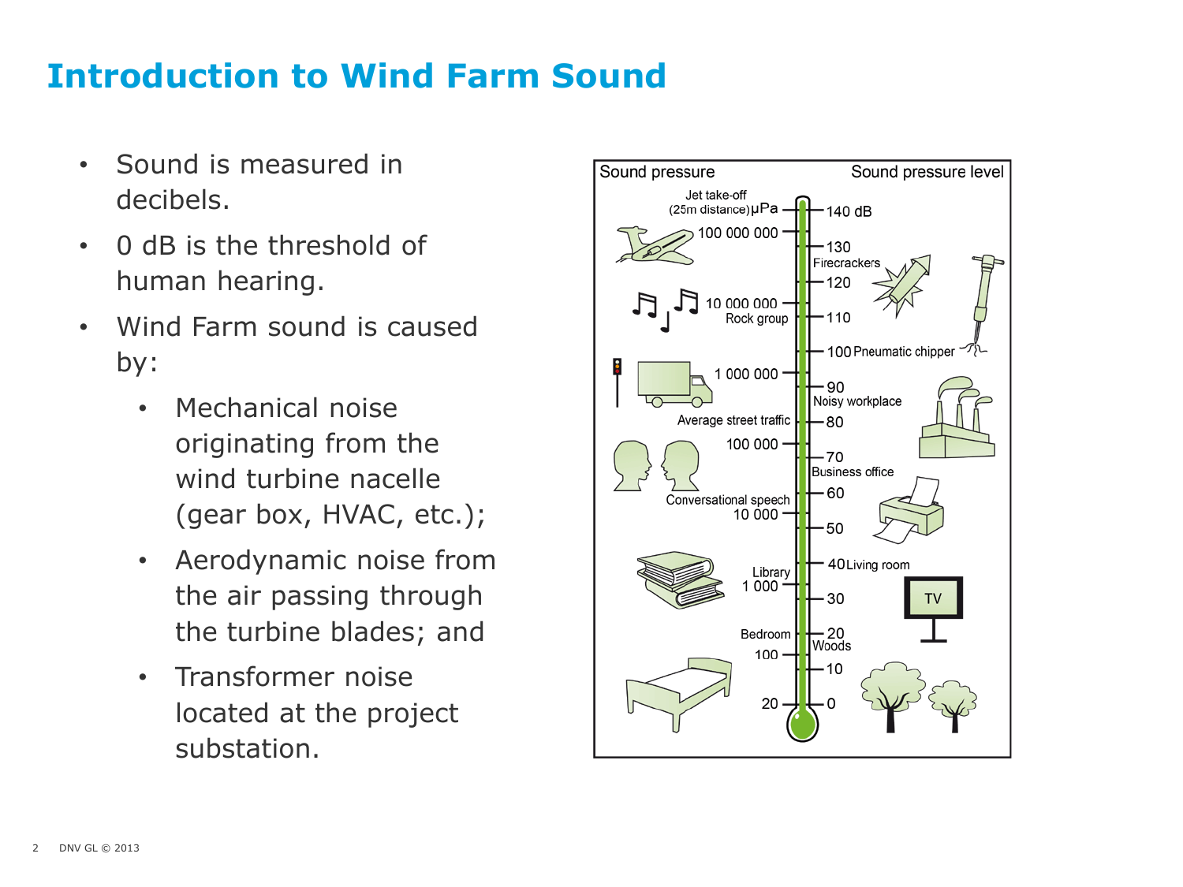# Introduction to Wind Farm Sound

- Sound is measured in decibels.
- 0 dB is the threshold of human hearing.
- Wind Farm sound is caused by:
  - Mechanical noise originating from the wind turbine nacelle (gear box, HVAC, etc.);
  - Aerodynamic noise from the air passing through the turbine blades; and
  - Transformer noise located at the project substation.

| Sound pressure (μPa) | Example | Sound pressure level (dB) | Example |
| --- | --- | --- | --- |
| | Jet take-off (25m distance) | 140 dB | |
| 100 000 000 | | 130 | Firecrackers |
| | | 120 | |
| 10 000 000 | Rock group | 110 | |
| | | 100 | Pneumatic chipper |
| 1 000 000 | Average street traffic | 90 | Noisy workplace |
| | | 80 | |
| 100 000 | Conversational speech | 70 | Business office |
| | | 60 | |
| 10 000 | | 50 | |
| | | 40 | Living room |
| 1 000 | Library | 30 | |
| | Bedroom | 20 | Woods |
| 100 | | 10 | |
| 20 | | 0 | |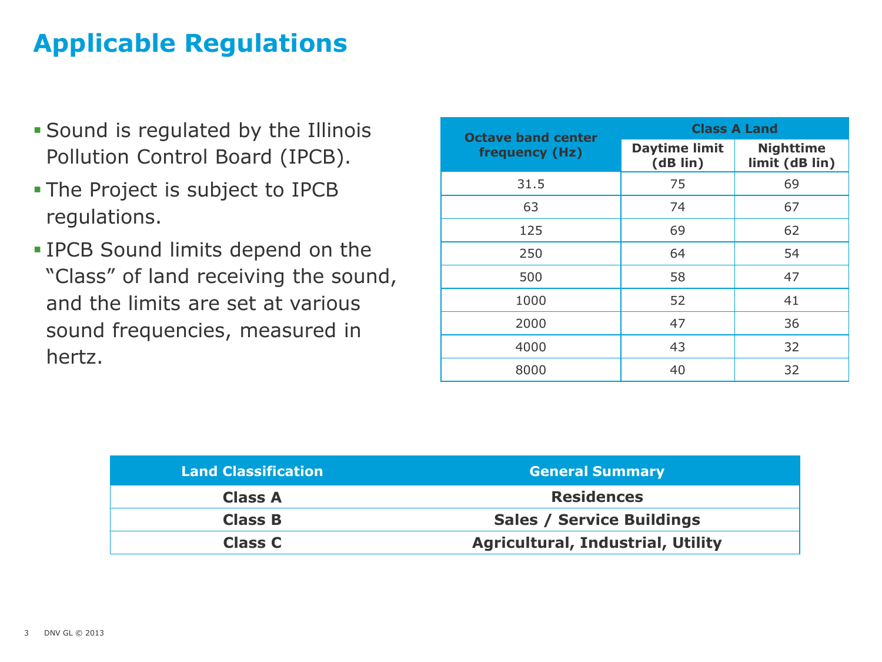# Applicable Regulations

- Sound is regulated by the Illinois Pollution Control Board (IPCB).
- The Project is subject to IPCB regulations.
- IPCB Sound limits depend on the "Class" of land receiving the sound, and the limits are set at various sound frequencies, measured in hertz.

| Octave band center frequency (Hz) | Class A Land | |
|---|---|---|
| | Daytime limit (dB lin) | Nighttime limit (dB lin) |
| 31.5 | 75 | 69 |
| 63 | 74 | 67 |
| 125 | 69 | 62 |
| 250 | 64 | 54 |
| 500 | 58 | 47 |
| 1000 | 52 | 41 |
| 2000 | 47 | 36 |
| 4000 | 43 | 32 |
| 8000 | 40 | 32 |

| Land Classification | General Summary |
|---|---|
| **Class A** | **Residences** |
| **Class B** | **Sales / Service Buildings** |
| **Class C** | **Agricultural, Industrial, Utility** |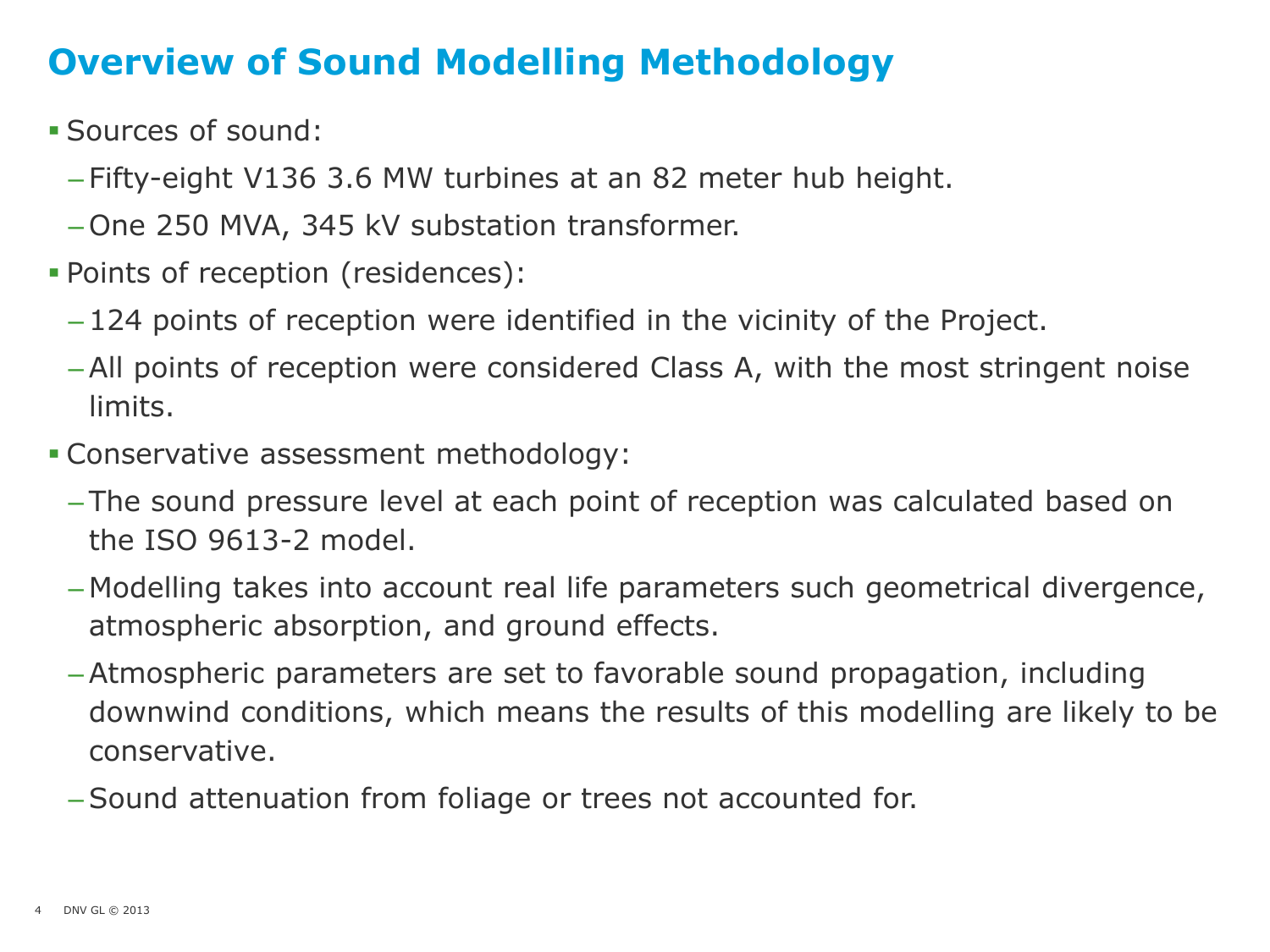# Overview of Sound Modelling Methodology

- Sources of sound:
  - Fifty-eight V136 3.6 MW turbines at an 82 meter hub height.
  - One 250 MVA, 345 kV substation transformer.
- Points of reception (residences):
  - 124 points of reception were identified in the vicinity of the Project.
  - All points of reception were considered Class A, with the most stringent noise limits.
- Conservative assessment methodology:
  - The sound pressure level at each point of reception was calculated based on the ISO 9613-2 model.
  - Modelling takes into account real life parameters such geometrical divergence, atmospheric absorption, and ground effects.
  - Atmospheric parameters are set to favorable sound propagation, including downwind conditions, which means the results of this modelling are likely to be conservative.
  - Sound attenuation from foliage or trees not accounted for.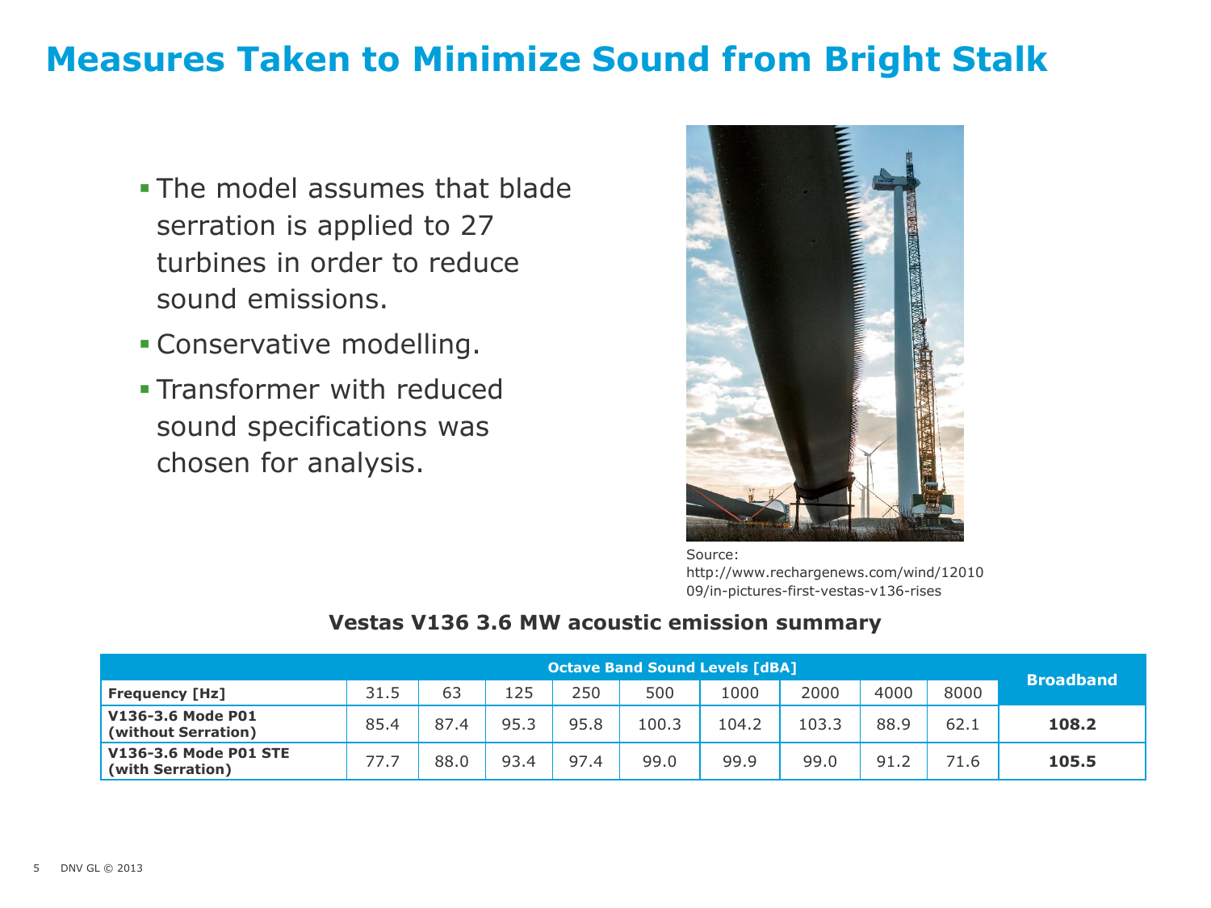# Measures Taken to Minimize Sound from Bright Stalk

- The model assumes that blade serration is applied to 27 turbines in order to reduce sound emissions.
- Conservative modelling.
- Transformer with reduced sound specifications was chosen for analysis.

Source: http://www.rechargenews.com/wind/1201009/in-pictures-first-vestas-v136-rises

**Vestas V136 3.6 MW acoustic emission summary**

| | Octave Band Sound Levels [dBA] | | | | | | | | | Broadband |
|---|---|---|---|---|---|---|---|---|---|---|
| **Frequency [Hz]** | 31.5 | 63 | 125 | 250 | 500 | 1000 | 2000 | 4000 | 8000 | |
| **V136-3.6 Mode P01 (without Serration)** | 85.4 | 87.4 | 95.3 | 95.8 | 100.3 | 104.2 | 103.3 | 88.9 | 62.1 | **108.2** |
| **V136-3.6 Mode P01 STE (with Serration)** | 77.7 | 88.0 | 93.4 | 97.4 | 99.0 | 99.9 | 99.0 | 91.2 | 71.6 | **105.5** |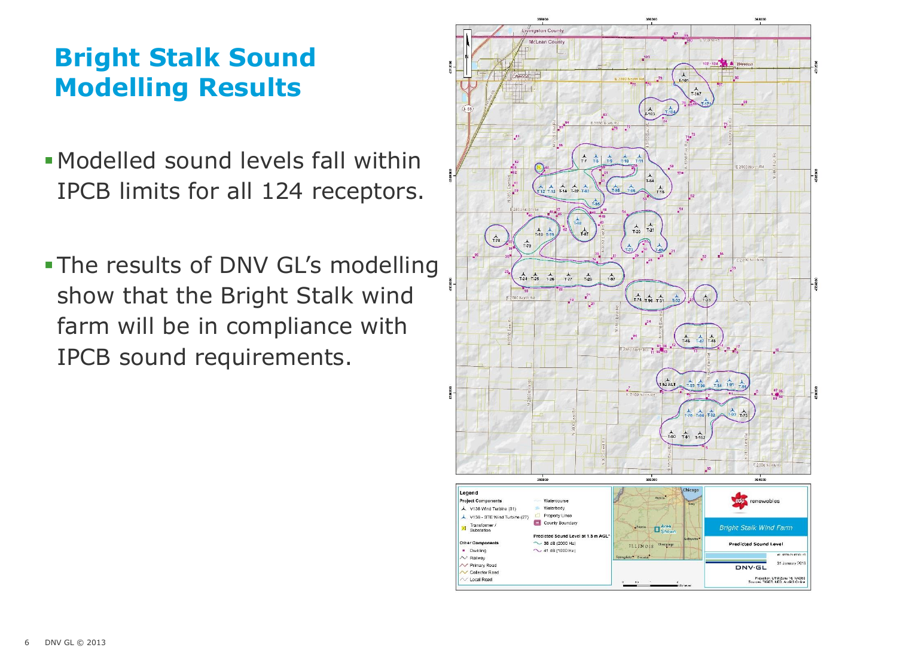# Bright Stalk Sound Modelling Results

- Modelled sound levels fall within IPCB limits for all 124 receptors.
- The results of DNV GL's modelling show that the Bright Stalk wind farm will be in compliance with IPCB sound requirements.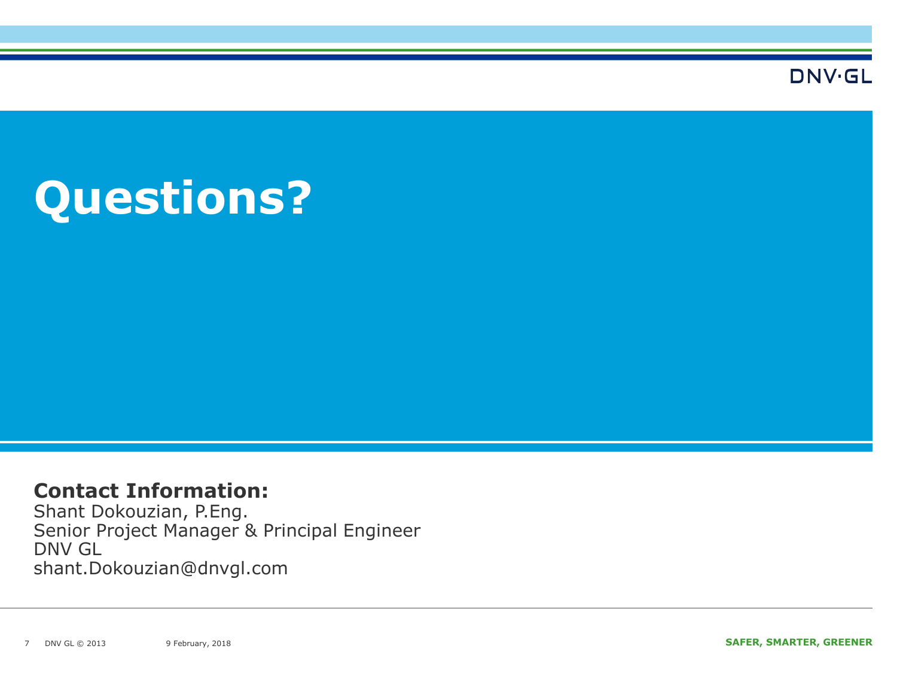# Questions?

**Contact Information:**
Shant Dokouzian, P.Eng.
Senior Project Manager & Principal Engineer
DNV GL
shant.Dokouzian@dnvgl.com